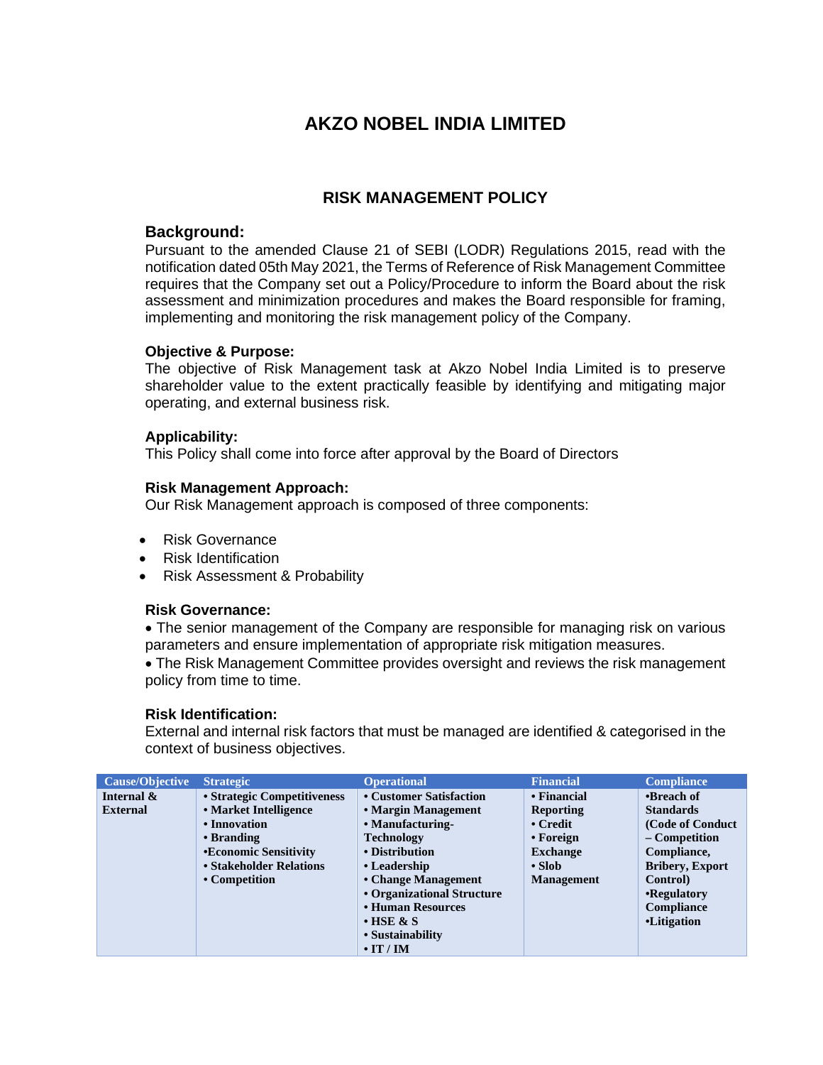# AKZO NOBEL INDIA LIMITED

## RISK MANAGEMENT POLICY

### Background:

Pursuant to the amended Clause 21 of SEBI (LODR) Regulations 2015, read with the notification dated 05th May 2021, the Terms of Reference of Risk Management Committee requires that the Company set out a Policy/Procedure to inform the Board about the risk assessment and minimization procedures and makes the Board responsible for framing, implementing and monitoring the risk management policy of the Company.

**Objective & Purpose:**

The objective of Risk Management task at Akzo Nobel India Limited is to preserve shareholder value to the extent practically feasible by identifying and mitigating major operating, and external business risk.

**Applicability:**

This Policy shall come into force after approval by the Board of Directors

**Risk Management Approach:**

Our Risk Management approach is composed of three components:

- Risk Governance
- Risk Identification
- Risk Assessment & Probability

**Risk Governance:**

• The senior management of the Company are responsible for managing risk on various parameters and ensure implementation of appropriate risk mitigation measures.

• The Risk Management Committee provides oversight and reviews the risk management policy from time to time.

**Risk Identification:**

External and internal risk factors that must be managed are identified & categorised in the context of business objectives.

| Cause/Objective | Strategic | Operational | Financial | Compliance |
|---|---|---|---|---|
| **Internal & External** | **• Strategic Competitiveness<br>• Market Intelligence<br>• Innovation<br>• Branding<br>•Economic Sensitivity<br>• Stakeholder Relations<br>• Competition** | **• Customer Satisfaction<br>• Margin Management<br>• Manufacturing-Technology<br>• Distribution<br>• Leadership<br>• Change Management<br>• Organizational Structure<br>• Human Resources<br>• HSE & S<br>• Sustainability<br>• IT / IM** | **• Financial Reporting<br>• Credit<br>• Foreign Exchange<br>• Slob Management** | **•Breach of Standards (Code of Conduct – Competition Compliance, Bribery, Export Control)<br>•Regulatory Compliance<br>•Litigation** |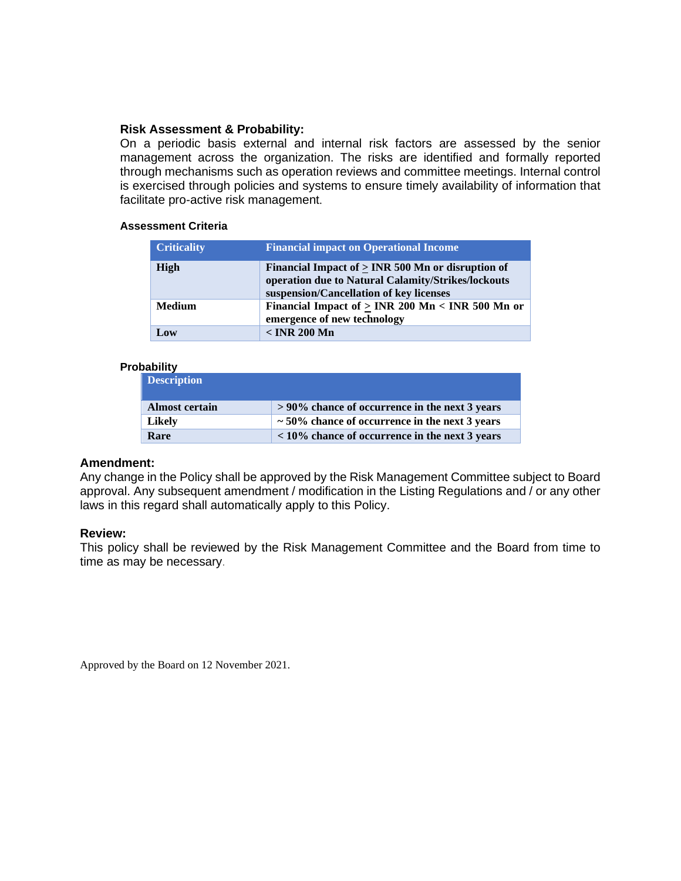### Risk Assessment & Probability:

On a periodic basis external and internal risk factors are assessed by the senior management across the organization. The risks are identified and formally reported through mechanisms such as operation reviews and committee meetings. Internal control is exercised through policies and systems to ensure timely availability of information that facilitate pro-active risk management.

#### Assessment Criteria

| Criticality | Financial impact on Operational Income |
|---|---|
| **High** | **Financial Impact of ≥ INR 500 Mn or disruption of operation due to Natural Calamity/Strikes/lockouts suspension/Cancellation of key licenses** |
| **Medium** | **Financial Impact of ≥ INR 200 Mn < INR 500 Mn or emergence of new technology** |
| **Low** | **< INR 200 Mn** |

#### Probability

| Description | |
|---|---|
| **Almost certain** | **> 90% chance of occurrence in the next 3 years** |
| **Likely** | **~ 50% chance of occurrence in the next 3 years** |
| **Rare** | **< 10% chance of occurrence in the next 3 years** |

### Amendment:

Any change in the Policy shall be approved by the Risk Management Committee subject to Board approval. Any subsequent amendment / modification in the Listing Regulations and / or any other laws in this regard shall automatically apply to this Policy.

### Review:

This policy shall be reviewed by the Risk Management Committee and the Board from time to time as may be necessary.

Approved by the Board on 12 November 2021.